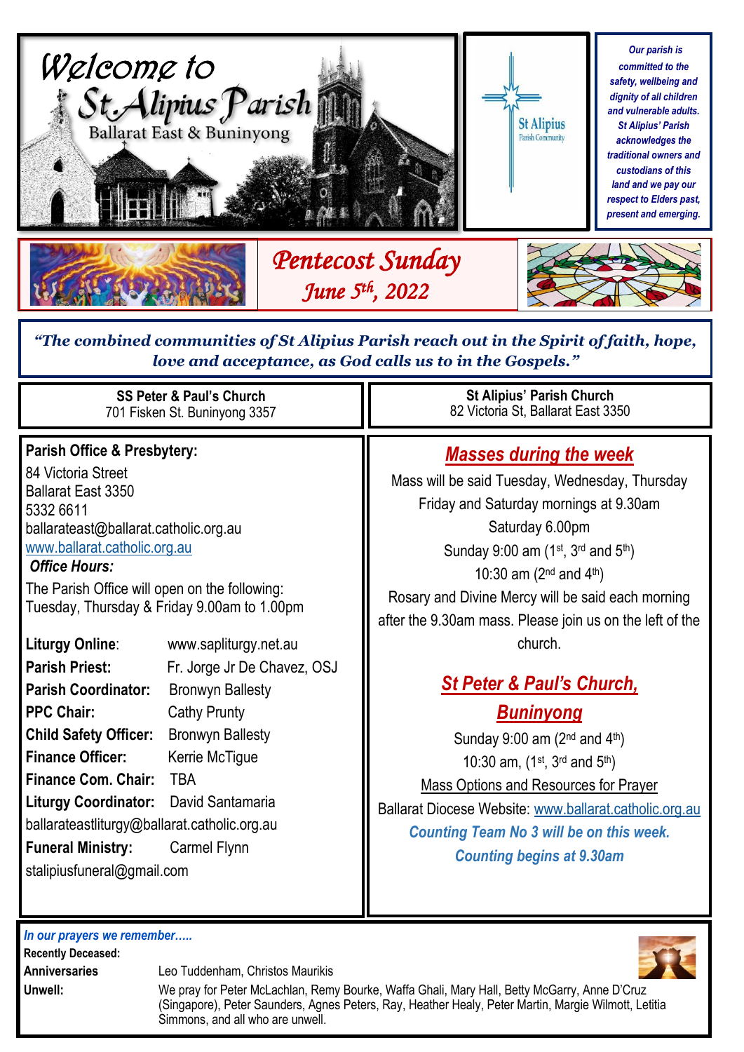# Welcome to St Alipius Parish

Ballarat East & Buninyong

St Alipius Parish Community

*Our parish is committed to the safety, wellbeing and dignity of all children and vulnerable adults. St Alipius' Parish acknowledges the traditional owners and custodians of this land and we pay our respect to Elders past, present and emerging.*

## Pentecost Sunday

## June 5th, 2022

*"The combined communities of St Alipius Parish reach out in the Spirit of faith, hope, love and acceptance, as God calls us to in the Gospels."*

**SS Peter & Paul's Church**
701 Fisken St. Buninyong 3357

**St Alipius' Parish Church**
82 Victoria St, Ballarat East 3350

**Parish Office & Presbytery:**
84 Victoria Street
Ballarat East 3350
5332 6611
ballarateast@ballarat.catholic.org.au
www.ballarat.catholic.org.au

***Office Hours:***
The Parish Office will open on the following:
Tuesday, Thursday & Friday 9.00am to 1.00pm

**Liturgy Online**: www.sapliturgy.net.au
**Parish Priest:** Fr. Jorge Jr De Chavez, OSJ
**Parish Coordinator:** Bronwyn Ballesty
**PPC Chair:** Cathy Prunty
**Child Safety Officer:** Bronwyn Ballesty
**Finance Officer:** Kerrie McTigue
**Finance Com. Chair:** TBA
**Liturgy Coordinator:** David Santamaria
ballarateastliturgy@ballarat.catholic.org.au
**Funeral Ministry:** Carmel Flynn
stalipiusfuneral@gmail.com

## Masses during the week

Mass will be said Tuesday, Wednesday, Thursday Friday and Saturday mornings at 9.30am
Saturday 6.00pm
Sunday 9:00 am (1st, 3rd and 5th)
10:30 am (2nd and 4th)
Rosary and Divine Mercy will be said each morning after the 9.30am mass. Please join us on the left of the church.

## St Peter & Paul's Church, Buninyong

Sunday 9:00 am (2nd and 4th)
10:30 am, (1st, 3rd and 5th)

Mass Options and Resources for Prayer
Ballarat Diocese Website: www.ballarat.catholic.org.au

***Counting Team No 3 will be on this week.***
***Counting begins at 9.30am***

*In our prayers we remember…..*

**Recently Deceased:**

**Anniversaries** Leo Tuddenham, Christos Maurikis

**Unwell:** We pray for Peter McLachlan, Remy Bourke, Waffa Ghali, Mary Hall, Betty McGarry, Anne D'Cruz (Singapore), Peter Saunders, Agnes Peters, Ray, Heather Healy, Peter Martin, Margie Wilmott, Letitia Simmons, and all who are unwell.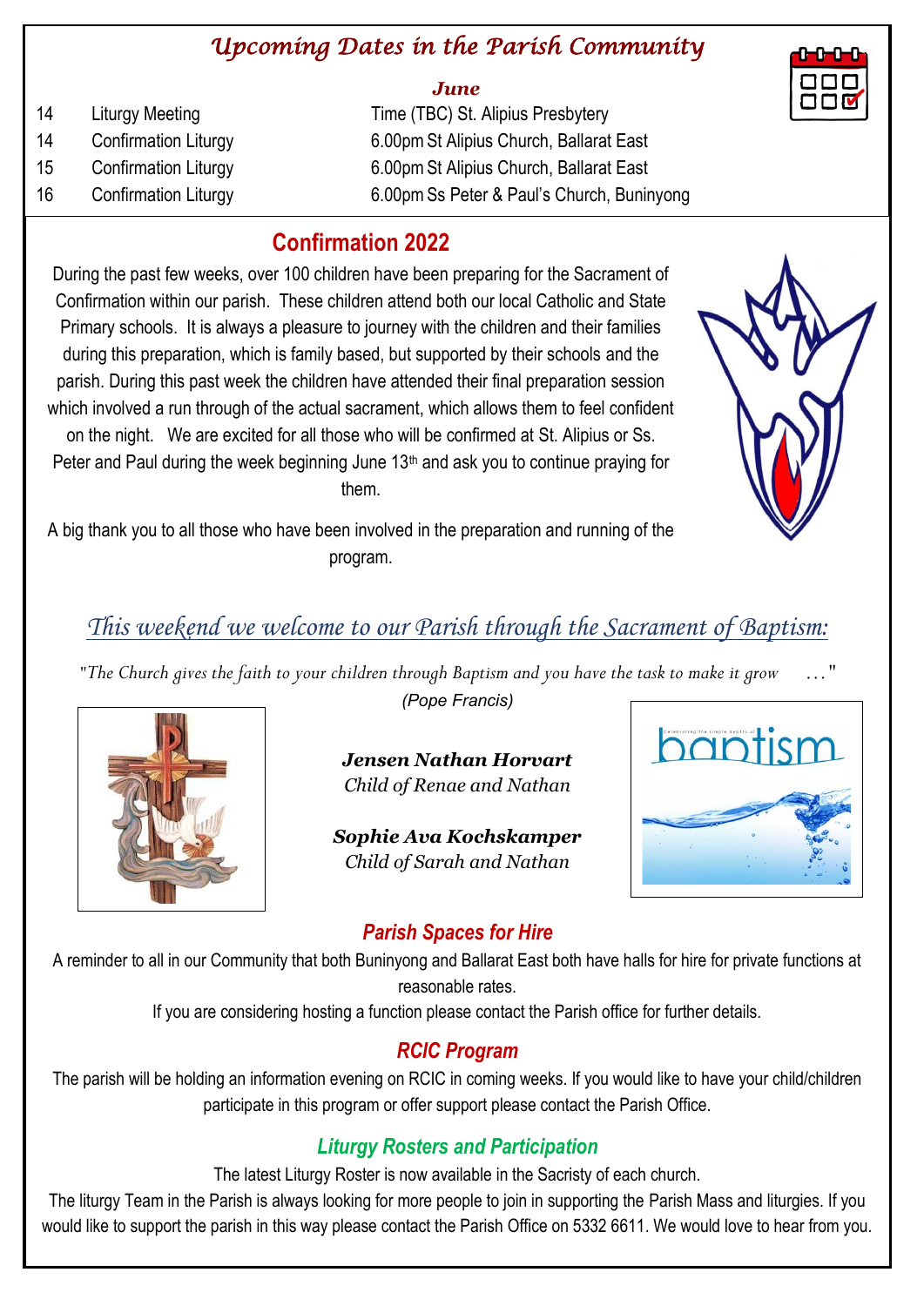## *Upcoming Dates in the Parish Community*

***June***

| | | |
|---|---|---|
| 14 | Liturgy Meeting | Time (TBC) St. Alipius Presbytery |
| 14 | Confirmation Liturgy | 6.00pm St Alipius Church, Ballarat East |
| 15 | Confirmation Liturgy | 6.00pm St Alipius Church, Ballarat East |
| 16 | Confirmation Liturgy | 6.00pm Ss Peter & Paul's Church, Buninyong |

## Confirmation 2022

During the past few weeks, over 100 children have been preparing for the Sacrament of Confirmation within our parish. These children attend both our local Catholic and State Primary schools. It is always a pleasure to journey with the children and their families during this preparation, which is family based, but supported by their schools and the parish. During this past week the children have attended their final preparation session which involved a run through of the actual sacrament, which allows them to feel confident on the night. We are excited for all those who will be confirmed at St. Alipius or Ss. Peter and Paul during the week beginning June 13th and ask you to continue praying for them.

A big thank you to all those who have been involved in the preparation and running of the program.

## *This weekend we welcome to our Parish through the Sacrament of Baptism:*

*"The Church gives the faith to your children through Baptism and you have the task to make it grow …"*
*(Pope Francis)*

***Jensen Nathan Horvart***
*Child of Renae and Nathan*

***Sophie Ava Kochskamper***
*Child of Sarah and Nathan*

### *Parish Spaces for Hire*

A reminder to all in our Community that both Buninyong and Ballarat East both have halls for hire for private functions at reasonable rates.

If you are considering hosting a function please contact the Parish office for further details.

### *RCIC Program*

The parish will be holding an information evening on RCIC in coming weeks. If you would like to have your child/children participate in this program or offer support please contact the Parish Office.

### *Liturgy Rosters and Participation*

The latest Liturgy Roster is now available in the Sacristy of each church.

The liturgy Team in the Parish is always looking for more people to join in supporting the Parish Mass and liturgies. If you would like to support the parish in this way please contact the Parish Office on 5332 6611. We would love to hear from you.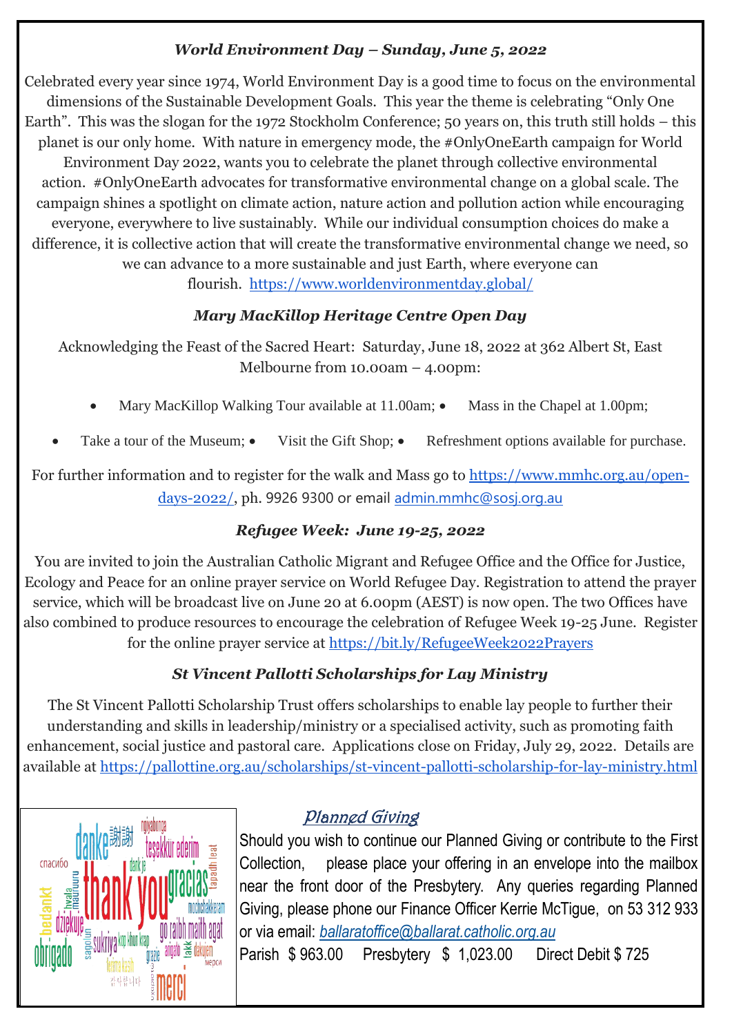### *World Environment Day – Sunday, June 5, 2022*

Celebrated every year since 1974, World Environment Day is a good time to focus on the environmental dimensions of the Sustainable Development Goals. This year the theme is celebrating "Only One Earth". This was the slogan for the 1972 Stockholm Conference; 50 years on, this truth still holds – this planet is our only home. With nature in emergency mode, the #OnlyOneEarth campaign for World Environment Day 2022, wants you to celebrate the planet through collective environmental action. #OnlyOneEarth advocates for transformative environmental change on a global scale. The campaign shines a spotlight on climate action, nature action and pollution action while encouraging everyone, everywhere to live sustainably. While our individual consumption choices do make a difference, it is collective action that will create the transformative environmental change we need, so we can advance to a more sustainable and just Earth, where everyone can flourish. https://www.worldenvironmentday.global/

### *Mary MacKillop Heritage Centre Open Day*

Acknowledging the Feast of the Sacred Heart: Saturday, June 18, 2022 at 362 Albert St, East Melbourne from 10.00am – 4.00pm:

- Mary MacKillop Walking Tour available at 11.00am;
- Mass in the Chapel at 1.00pm;
- Take a tour of the Museum;
- Visit the Gift Shop;
- Refreshment options available for purchase.

For further information and to register for the walk and Mass go to https://www.mmhc.org.au/open-days-2022/, ph. 9926 9300 or email admin.mmhc@sosj.org.au

### *Refugee Week: June 19-25, 2022*

You are invited to join the Australian Catholic Migrant and Refugee Office and the Office for Justice, Ecology and Peace for an online prayer service on World Refugee Day. Registration to attend the prayer service, which will be broadcast live on June 20 at 6.00pm (AEST) is now open. The two Offices have also combined to produce resources to encourage the celebration of Refugee Week 19-25 June. Register for the online prayer service at https://bit.ly/RefugeeWeek2022Prayers

### *St Vincent Pallotti Scholarships for Lay Ministry*

The St Vincent Pallotti Scholarship Trust offers scholarships to enable lay people to further their understanding and skills in leadership/ministry or a specialised activity, such as promoting faith enhancement, social justice and pastoral care. Applications close on Friday, July 29, 2022. Details are available at https://pallottine.org.au/scholarships/st-vincent-pallotti-scholarship-for-lay-ministry.html

### Planned Giving

Should you wish to continue our Planned Giving or contribute to the First Collection, please place your offering in an envelope into the mailbox near the front door of the Presbytery. Any queries regarding Planned Giving, please phone our Finance Officer Kerrie McTigue, on 53 312 933 or via email: *ballaratoffice@ballarat.catholic.org.au*

Parish $ 963.00 Presbytery $ 1,023.00 Direct Debit $ 725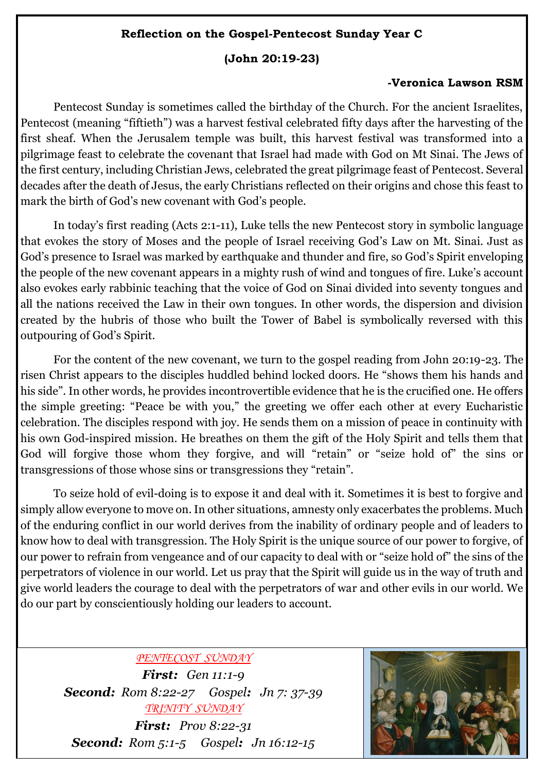**Reflection on the Gospel-Pentecost Sunday Year C**

**(John 20:19-23)**

**-Veronica Lawson RSM**

Pentecost Sunday is sometimes called the birthday of the Church. For the ancient Israelites, Pentecost (meaning "fiftieth") was a harvest festival celebrated fifty days after the harvesting of the first sheaf. When the Jerusalem temple was built, this harvest festival was transformed into a pilgrimage feast to celebrate the covenant that Israel had made with God on Mt Sinai. The Jews of the first century, including Christian Jews, celebrated the great pilgrimage feast of Pentecost. Several decades after the death of Jesus, the early Christians reflected on their origins and chose this feast to mark the birth of God's new covenant with God's people.

In today's first reading (Acts 2:1-11), Luke tells the new Pentecost story in symbolic language that evokes the story of Moses and the people of Israel receiving God's Law on Mt. Sinai. Just as God's presence to Israel was marked by earthquake and thunder and fire, so God's Spirit enveloping the people of the new covenant appears in a mighty rush of wind and tongues of fire. Luke's account also evokes early rabbinic teaching that the voice of God on Sinai divided into seventy tongues and all the nations received the Law in their own tongues. In other words, the dispersion and division created by the hubris of those who built the Tower of Babel is symbolically reversed with this outpouring of God's Spirit.

For the content of the new covenant, we turn to the gospel reading from John 20:19-23. The risen Christ appears to the disciples huddled behind locked doors. He "shows them his hands and his side". In other words, he provides incontrovertible evidence that he is the crucified one. He offers the simple greeting: "Peace be with you," the greeting we offer each other at every Eucharistic celebration. The disciples respond with joy. He sends them on a mission of peace in continuity with his own God-inspired mission. He breathes on them the gift of the Holy Spirit and tells them that God will forgive those whom they forgive, and will "retain" or "seize hold of" the sins or transgressions of those whose sins or transgressions they "retain".

To seize hold of evil-doing is to expose it and deal with it. Sometimes it is best to forgive and simply allow everyone to move on. In other situations, amnesty only exacerbates the problems. Much of the enduring conflict in our world derives from the inability of ordinary people and of leaders to know how to deal with transgression. The Holy Spirit is the unique source of our power to forgive, of our power to refrain from vengeance and of our capacity to deal with or "seize hold of" the sins of the perpetrators of violence in our world. Let us pray that the Spirit will guide us in the way of truth and give world leaders the courage to deal with the perpetrators of war and other evils in our world. We do our part by conscientiously holding our leaders to account.

*PENTECOST SUNDAY*

***First:*** *Gen 11:1-9*

***Second:*** *Rom 8:22-27* *Gospel**:* *Jn 7: 37-39*

*TRINITY SUNDAY*

***First:*** *Prov 8:22-31*

***Second:*** *Rom 5:1-5* *Gospel**:* *Jn 16:12-15*